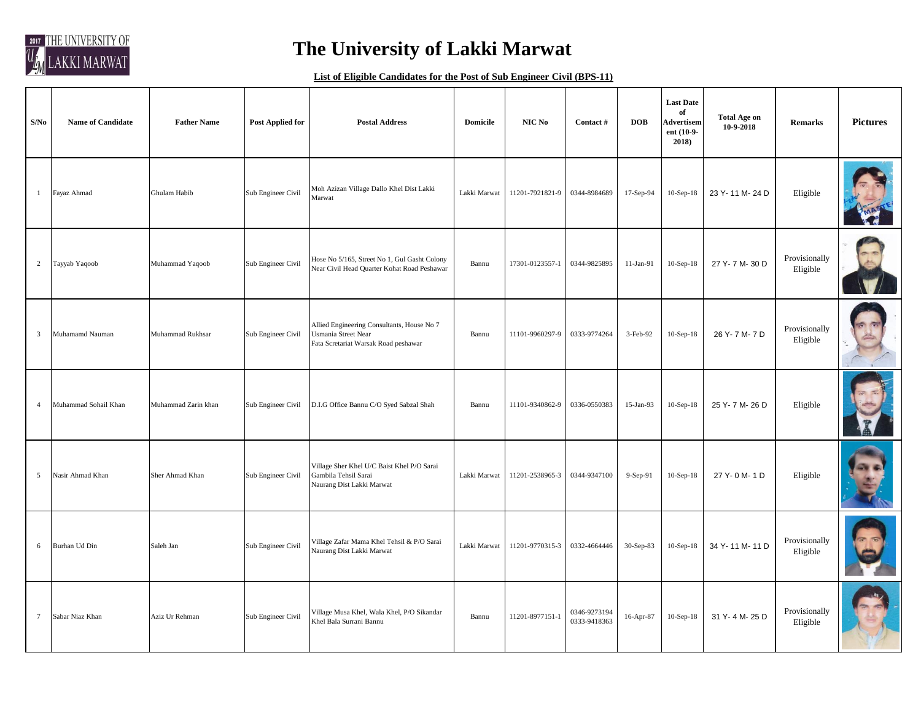# The University of Lakki Marwat

**List of Eligible Candidates for the Post of Sub Engineer Civil (BPS-11)**

| S/No | Name of Candidate | Father Name | Post Applied for | Postal Address | Domicile | NIC No | Contact # | DOB | Last Date of Advertisement (10-9-2018) | Total Age on 10-9-2018 | Remarks | Pictures |
|---|---|---|---|---|---|---|---|---|---|---|---|---|
| 1 | Fayaz Ahmad | Ghulam Habib | Sub Engineer Civil | Moh Azizan Village Dallo Khel Dist Lakki Marwat | Lakki Marwat | 11201-7921821-9 | 0344-8984689 | 17-Sep-94 | 10-Sep-18 | 23 Y- 11 M- 24 D | Eligible | |
| 2 | Tayyab Yaqoob | Muhammad Yaqoob | Sub Engineer Civil | Hose No 5/165, Street No 1, Gul Gasht Colony Near Civil Head Quarter Kohat Road Peshawar | Bannu | 17301-0123557-1 | 0344-9825895 | 11-Jan-91 | 10-Sep-18 | 27 Y- 7 M- 30 D | Provisionally Eligible | |
| 3 | Muhamamd Nauman | Muhammad Rukhsar | Sub Engineer Civil | Allied Engineering Consultants, House No 7 Usmania Street Near Fata Scretariat Warsak Road peshawar | Bannu | 11101-9960297-9 | 0333-9774264 | 3-Feb-92 | 10-Sep-18 | 26 Y- 7 M- 7 D | Provisionally Eligible | |
| 4 | Muhammad Sohail Khan | Muhammad Zarin khan | Sub Engineer Civil | D.I.G Office Bannu C/O Syed Sabzal Shah | Bannu | 11101-9340862-9 | 0336-0550383 | 15-Jan-93 | 10-Sep-18 | 25 Y- 7 M- 26 D | Eligible | |
| 5 | Nasir Ahmad Khan | Sher Ahmad Khan | Sub Engineer Civil | Village Sher Khel U/C Baist Khel P/O Sarai Gambila Tehsil Sarai Naurang Dist Lakki Marwat | Lakki Marwat | 11201-2538965-3 | 0344-9347100 | 9-Sep-91 | 10-Sep-18 | 27 Y- 0 M- 1 D | Eligible | |
| 6 | Burhan Ud Din | Saleh Jan | Sub Engineer Civil | Village Zafar Mama Khel Tehsil & P/O Sarai Naurang Dist Lakki Marwat | Lakki Marwat | 11201-9770315-3 | 0332-4664446 | 30-Sep-83 | 10-Sep-18 | 34 Y- 11 M- 11 D | Provisionally Eligible | |
| 7 | Sabar Niaz Khan | Aziz Ur Rehman | Sub Engineer Civil | Village Musa Khel, Wala Khel, P/O Sikandar Khel Bala Surrani Bannu | Bannu | 11201-8977151-1 | 0346-9273194 0333-9418363 | 16-Apr-87 | 10-Sep-18 | 31 Y- 4 M- 25 D | Provisionally Eligible | |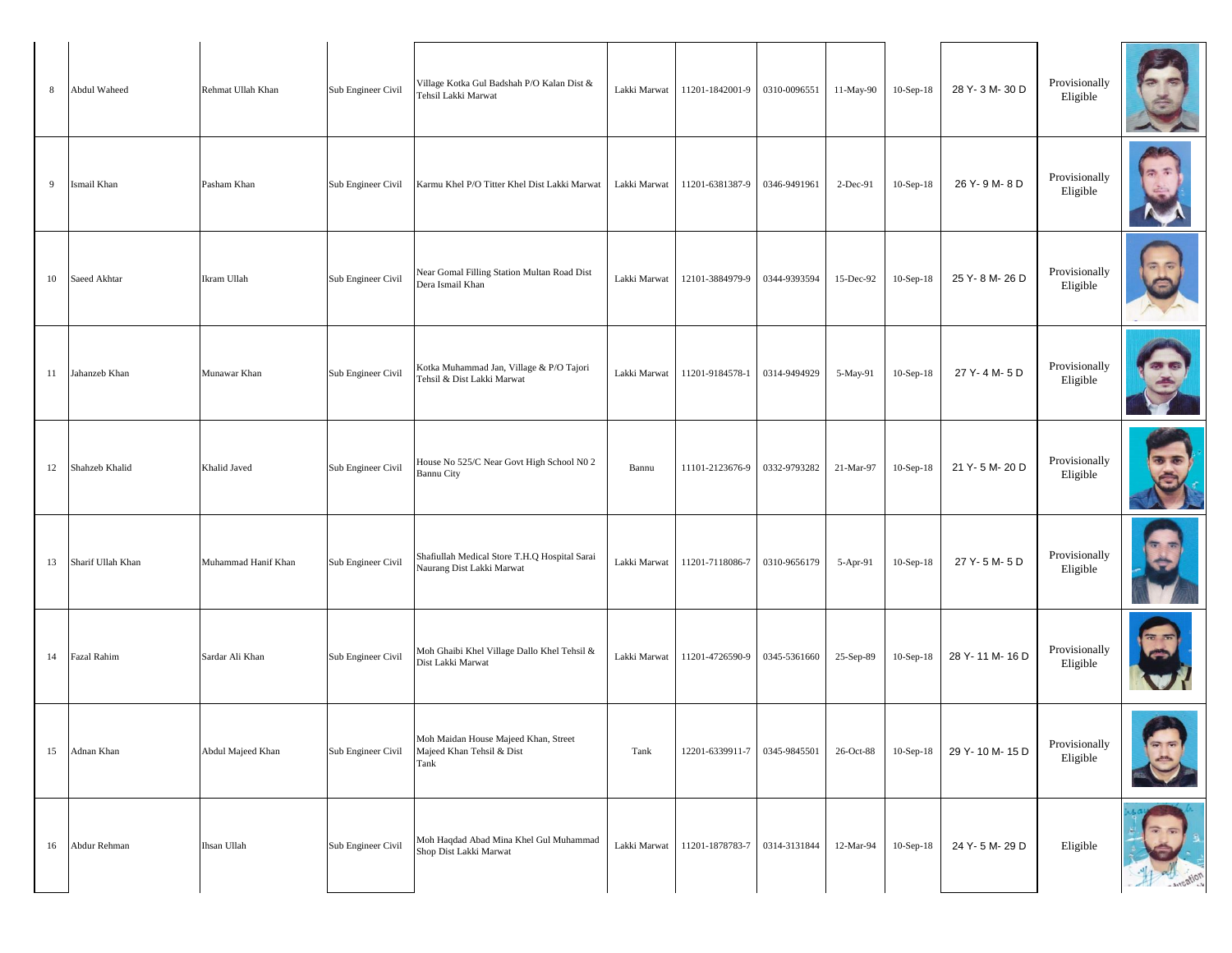| | | | | | | | | | | | | |
|---|---|---|---|---|---|---|---|---|---|---|---|---|
| 8 | Abdul Waheed | Rehmat Ullah Khan | Sub Engineer Civil | Village Kotka Gul Badshah P/O Kalan Dist & Tehsil Lakki Marwat | Lakki Marwat | 11201-1842001-9 | 0310-0096551 | 11-May-90 | 10-Sep-18 | 28 Y- 3 M- 30 D | Provisionally Eligible | |
| 9 | Ismail Khan | Pasham Khan | Sub Engineer Civil | Karmu Khel P/O Titter Khel Dist Lakki Marwat | Lakki Marwat | 11201-6381387-9 | 0346-9491961 | 2-Dec-91 | 10-Sep-18 | 26 Y- 9 M- 8 D | Provisionally Eligible | |
| 10 | Saeed Akhtar | Ikram Ullah | Sub Engineer Civil | Near Gomal Filling Station Multan Road Dist Dera Ismail Khan | Lakki Marwat | 12101-3884979-9 | 0344-9393594 | 15-Dec-92 | 10-Sep-18 | 25 Y- 8 M- 26 D | Provisionally Eligible | |
| 11 | Jahanzeb Khan | Munawar Khan | Sub Engineer Civil | Kotka Muhammad Jan, Village & P/O Tajori Tehsil & Dist Lakki Marwat | Lakki Marwat | 11201-9184578-1 | 0314-9494929 | 5-May-91 | 10-Sep-18 | 27 Y- 4 M- 5 D | Provisionally Eligible | |
| 12 | Shahzeb Khalid | Khalid Javed | Sub Engineer Civil | House No 525/C Near Govt High School N0 2 Bannu City | Bannu | 11101-2123676-9 | 0332-9793282 | 21-Mar-97 | 10-Sep-18 | 21 Y- 5 M- 20 D | Provisionally Eligible | |
| 13 | Sharif Ullah Khan | Muhammad Hanif Khan | Sub Engineer Civil | Shafiullah Medical Store T.H.Q Hospital Sarai Naurang Dist Lakki Marwat | Lakki Marwat | 11201-7118086-7 | 0310-9656179 | 5-Apr-91 | 10-Sep-18 | 27 Y- 5 M- 5 D | Provisionally Eligible | |
| 14 | Fazal Rahim | Sardar Ali Khan | Sub Engineer Civil | Moh Ghaibi Khel Village Dallo Khel Tehsil & Dist Lakki Marwat | Lakki Marwat | 11201-4726590-9 | 0345-5361660 | 25-Sep-89 | 10-Sep-18 | 28 Y- 11 M- 16 D | Provisionally Eligible | |
| 15 | Adnan Khan | Abdul Majeed Khan | Sub Engineer Civil | Moh Maidan House Majeed Khan, Street Majeed Khan Tehsil & Dist Tank | Tank | 12201-6339911-7 | 0345-9845501 | 26-Oct-88 | 10-Sep-18 | 29 Y- 10 M- 15 D | Provisionally Eligible | |
| 16 | Abdur Rehman | Ihsan Ullah | Sub Engineer Civil | Moh Haqdad Abad Mina Khel Gul Muhammad Shop Dist Lakki Marwat | Lakki Marwat | 11201-1878783-7 | 0314-3131844 | 12-Mar-94 | 10-Sep-18 | 24 Y- 5 M- 29 D | Eligible | |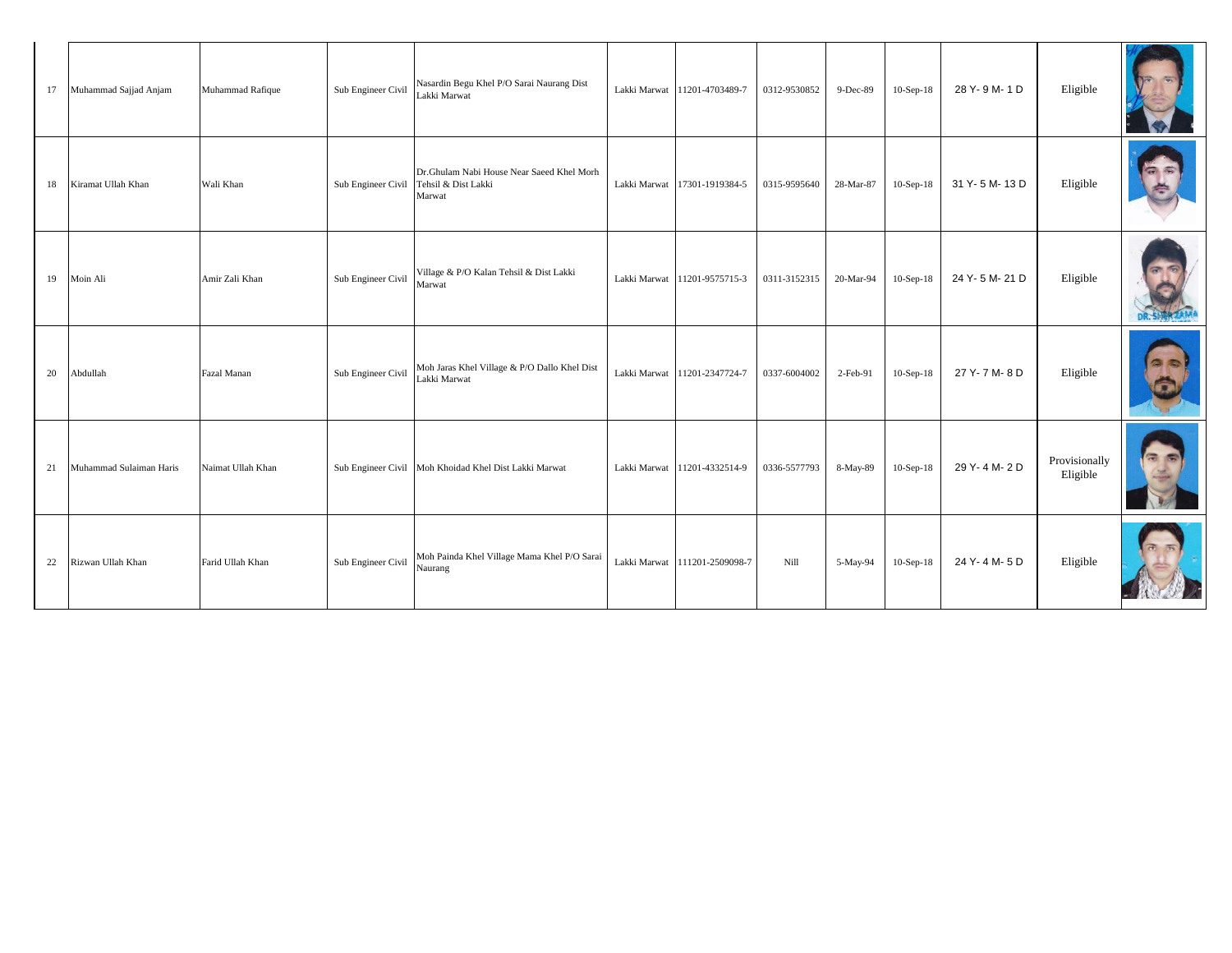| | | | | | | | | | | | | |
|---|---|---|---|---|---|---|---|---|---|---|---|---|
| 17 | Muhammad Sajjad Anjam | Muhammad Rafique | Sub Engineer Civil | Nasardin Begu Khel P/O Sarai Naurang Dist Lakki Marwat | Lakki Marwat | 11201-4703489-7 | 0312-9530852 | 9-Dec-89 | 10-Sep-18 | 28 Y- 9 M- 1 D | Eligible | |
| 18 | Kiramat Ullah Khan | Wali Khan | Sub Engineer Civil | Dr.Ghulam Nabi House Near Saeed Khel Morh Tehsil & Dist Lakki Marwat | Lakki Marwat | 17301-1919384-5 | 0315-9595640 | 28-Mar-87 | 10-Sep-18 | 31 Y- 5 M- 13 D | Eligible | |
| 19 | Moin Ali | Amir Zali Khan | Sub Engineer Civil | Village & P/O Kalan Tehsil & Dist Lakki Marwat | Lakki Marwat | 11201-9575715-3 | 0311-3152315 | 20-Mar-94 | 10-Sep-18 | 24 Y- 5 M- 21 D | Eligible | |
| 20 | Abdullah | Fazal Manan | Sub Engineer Civil | Moh Jaras Khel Village & P/O Dallo Khel Dist Lakki Marwat | Lakki Marwat | 11201-2347724-7 | 0337-6004002 | 2-Feb-91 | 10-Sep-18 | 27 Y- 7 M- 8 D | Eligible | |
| 21 | Muhammad Sulaiman Haris | Naimat Ullah Khan | Sub Engineer Civil | Moh Khoidad Khel Dist Lakki Marwat | Lakki Marwat | 11201-4332514-9 | 0336-5577793 | 8-May-89 | 10-Sep-18 | 29 Y- 4 M- 2 D | Provisionally Eligible | |
| 22 | Rizwan Ullah Khan | Farid Ullah Khan | Sub Engineer Civil | Moh Painda Khel Village Mama Khel P/O Sarai Naurang | Lakki Marwat | 111201-2509098-7 | Nill | 5-May-94 | 10-Sep-18 | 24 Y- 4 M- 5 D | Eligible | |